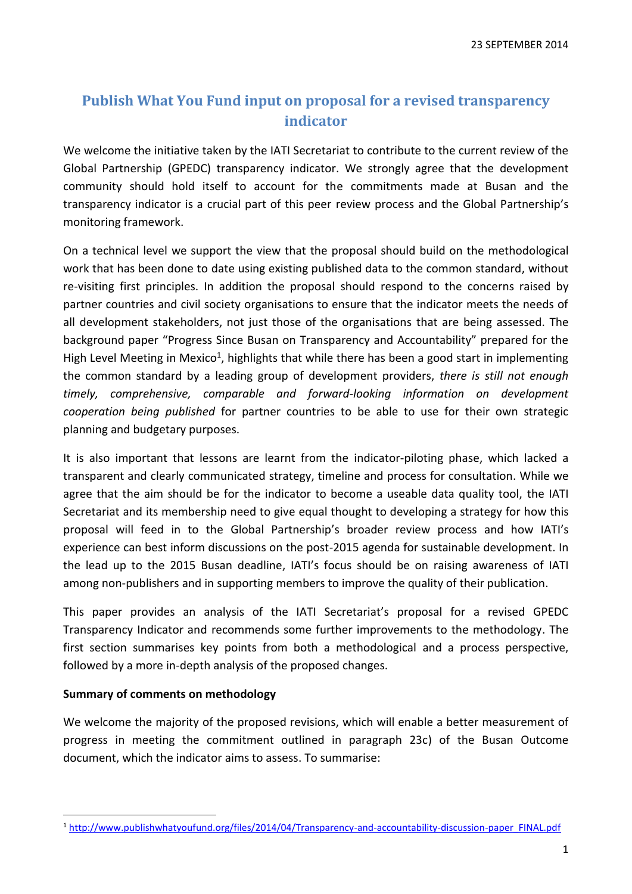23 SEPTEMBER 2014

# Publish What You Fund input on proposal for a revised transparency indicator

We welcome the initiative taken by the IATI Secretariat to contribute to the current review of the Global Partnership (GPEDC) transparency indicator. We strongly agree that the development community should hold itself to account for the commitments made at Busan and the transparency indicator is a crucial part of this peer review process and the Global Partnership's monitoring framework.

On a technical level we support the view that the proposal should build on the methodological work that has been done to date using existing published data to the common standard, without re-visiting first principles. In addition the proposal should respond to the concerns raised by partner countries and civil society organisations to ensure that the indicator meets the needs of all development stakeholders, not just those of the organisations that are being assessed. The background paper "Progress Since Busan on Transparency and Accountability" prepared for the High Level Meeting in Mexico[1], highlights that while there has been a good start in implementing the common standard by a leading group of development providers, *there is still not enough timely, comprehensive, comparable and forward-looking information on development cooperation being published* for partner countries to be able to use for their own strategic planning and budgetary purposes.

It is also important that lessons are learnt from the indicator-piloting phase, which lacked a transparent and clearly communicated strategy, timeline and process for consultation. While we agree that the aim should be for the indicator to become a useable data quality tool, the IATI Secretariat and its membership need to give equal thought to developing a strategy for how this proposal will feed in to the Global Partnership's broader review process and how IATI's experience can best inform discussions on the post-2015 agenda for sustainable development. In the lead up to the 2015 Busan deadline, IATI's focus should be on raising awareness of IATI among non-publishers and in supporting members to improve the quality of their publication.

This paper provides an analysis of the IATI Secretariat's proposal for a revised GPEDC Transparency Indicator and recommends some further improvements to the methodology. The first section summarises key points from both a methodological and a process perspective, followed by a more in-depth analysis of the proposed changes.

**Summary of comments on methodology**

We welcome the majority of the proposed revisions, which will enable a better measurement of progress in meeting the commitment outlined in paragraph 23c) of the Busan Outcome document, which the indicator aims to assess. To summarise:

---

[1] http://www.publishwhatyoufund.org/files/2014/04/Transparency-and-accountability-discussion-paper_FINAL.pdf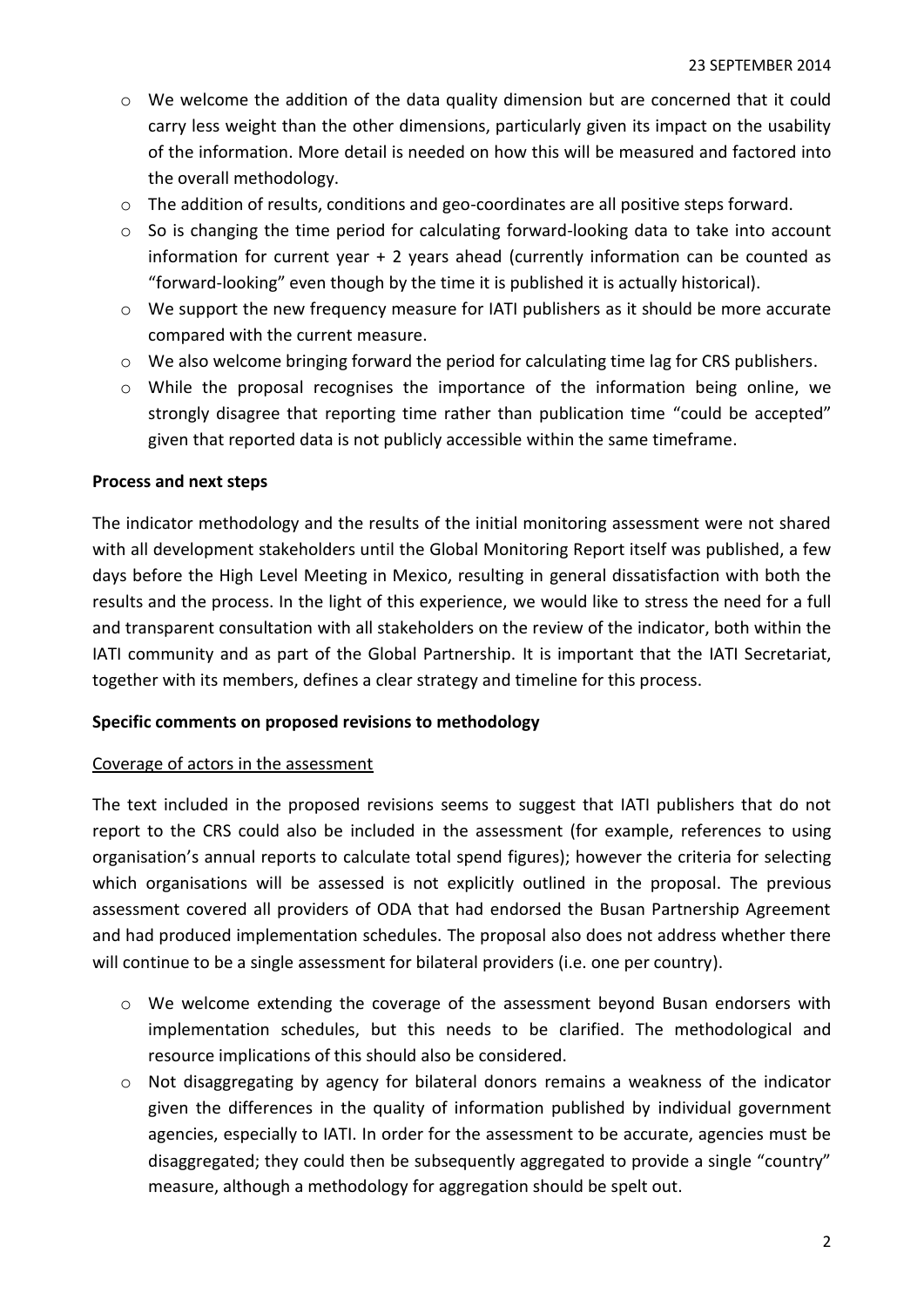- We welcome the addition of the data quality dimension but are concerned that it could carry less weight than the other dimensions, particularly given its impact on the usability of the information. More detail is needed on how this will be measured and factored into the overall methodology.
- The addition of results, conditions and geo-coordinates are all positive steps forward.
- So is changing the time period for calculating forward-looking data to take into account information for current year + 2 years ahead (currently information can be counted as "forward-looking" even though by the time it is published it is actually historical).
- We support the new frequency measure for IATI publishers as it should be more accurate compared with the current measure.
- We also welcome bringing forward the period for calculating time lag for CRS publishers.
- While the proposal recognises the importance of the information being online, we strongly disagree that reporting time rather than publication time "could be accepted" given that reported data is not publicly accessible within the same timeframe.

**Process and next steps**

The indicator methodology and the results of the initial monitoring assessment were not shared with all development stakeholders until the Global Monitoring Report itself was published, a few days before the High Level Meeting in Mexico, resulting in general dissatisfaction with both the results and the process. In the light of this experience, we would like to stress the need for a full and transparent consultation with all stakeholders on the review of the indicator, both within the IATI community and as part of the Global Partnership. It is important that the IATI Secretariat, together with its members, defines a clear strategy and timeline for this process.

**Specific comments on proposed revisions to methodology**

Coverage of actors in the assessment

The text included in the proposed revisions seems to suggest that IATI publishers that do not report to the CRS could also be included in the assessment (for example, references to using organisation's annual reports to calculate total spend figures); however the criteria for selecting which organisations will be assessed is not explicitly outlined in the proposal. The previous assessment covered all providers of ODA that had endorsed the Busan Partnership Agreement and had produced implementation schedules. The proposal also does not address whether there will continue to be a single assessment for bilateral providers (i.e. one per country).

- We welcome extending the coverage of the assessment beyond Busan endorsers with implementation schedules, but this needs to be clarified. The methodological and resource implications of this should also be considered.
- Not disaggregating by agency for bilateral donors remains a weakness of the indicator given the differences in the quality of information published by individual government agencies, especially to IATI. In order for the assessment to be accurate, agencies must be disaggregated; they could then be subsequently aggregated to provide a single "country" measure, although a methodology for aggregation should be spelt out.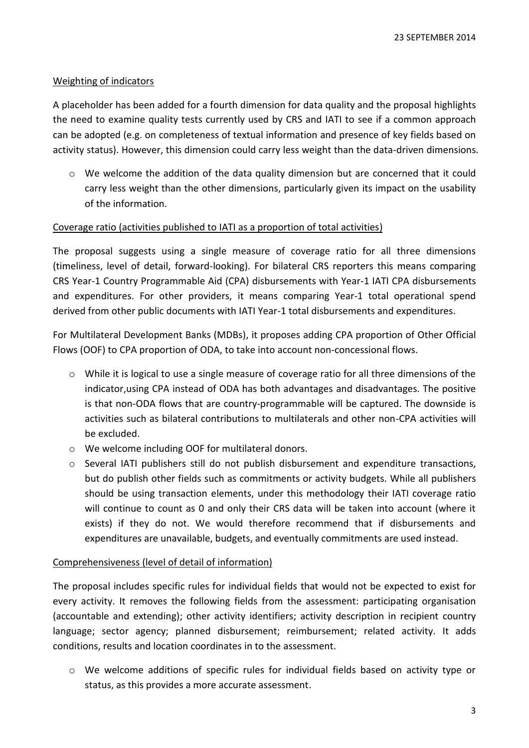Weighting of indicators

A placeholder has been added for a fourth dimension for data quality and the proposal highlights the need to examine quality tests currently used by CRS and IATI to see if a common approach can be adopted (e.g. on completeness of textual information and presence of key fields based on activity status). However, this dimension could carry less weight than the data-driven dimensions.

- We welcome the addition of the data quality dimension but are concerned that it could carry less weight than the other dimensions, particularly given its impact on the usability of the information.

Coverage ratio (activities published to IATI as a proportion of total activities)

The proposal suggests using a single measure of coverage ratio for all three dimensions (timeliness, level of detail, forward-looking). For bilateral CRS reporters this means comparing CRS Year-1 Country Programmable Aid (CPA) disbursements with Year-1 IATI CPA disbursements and expenditures. For other providers, it means comparing Year-1 total operational spend derived from other public documents with IATI Year-1 total disbursements and expenditures.

For Multilateral Development Banks (MDBs), it proposes adding CPA proportion of Other Official Flows (OOF) to CPA proportion of ODA, to take into account non-concessional flows.

- While it is logical to use a single measure of coverage ratio for all three dimensions of the indicator,using CPA instead of ODA has both advantages and disadvantages. The positive is that non-ODA flows that are country-programmable will be captured. The downside is activities such as bilateral contributions to multilaterals and other non-CPA activities will be excluded.
- We welcome including OOF for multilateral donors.
- Several IATI publishers still do not publish disbursement and expenditure transactions, but do publish other fields such as commitments or activity budgets. While all publishers should be using transaction elements, under this methodology their IATI coverage ratio will continue to count as 0 and only their CRS data will be taken into account (where it exists) if they do not. We would therefore recommend that if disbursements and expenditures are unavailable, budgets, and eventually commitments are used instead.

Comprehensiveness (level of detail of information)

The proposal includes specific rules for individual fields that would not be expected to exist for every activity. It removes the following fields from the assessment: participating organisation (accountable and extending); other activity identifiers; activity description in recipient country language; sector agency; planned disbursement; reimbursement; related activity. It adds conditions, results and location coordinates in to the assessment.

- We welcome additions of specific rules for individual fields based on activity type or status, as this provides a more accurate assessment.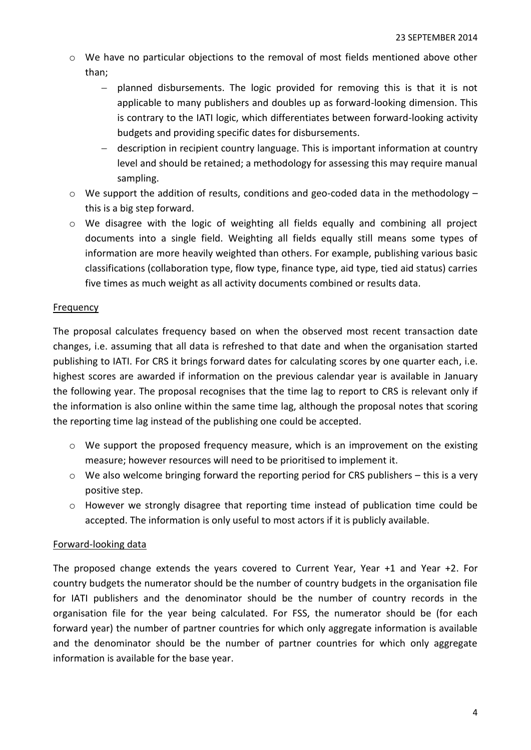- We have no particular objections to the removal of most fields mentioned above other than;
  - planned disbursements. The logic provided for removing this is that it is not applicable to many publishers and doubles up as forward-looking dimension. This is contrary to the IATI logic, which differentiates between forward-looking activity budgets and providing specific dates for disbursements.
  - description in recipient country language. This is important information at country level and should be retained; a methodology for assessing this may require manual sampling.
- We support the addition of results, conditions and geo-coded data in the methodology – this is a big step forward.
- We disagree with the logic of weighting all fields equally and combining all project documents into a single field. Weighting all fields equally still means some types of information are more heavily weighted than others. For example, publishing various basic classifications (collaboration type, flow type, finance type, aid type, tied aid status) carries five times as much weight as all activity documents combined or results data.

<u>Frequency</u>

The proposal calculates frequency based on when the observed most recent transaction date changes, i.e. assuming that all data is refreshed to that date and when the organisation started publishing to IATI. For CRS it brings forward dates for calculating scores by one quarter each, i.e. highest scores are awarded if information on the previous calendar year is available in January the following year. The proposal recognises that the time lag to report to CRS is relevant only if the information is also online within the same time lag, although the proposal notes that scoring the reporting time lag instead of the publishing one could be accepted.

- We support the proposed frequency measure, which is an improvement on the existing measure; however resources will need to be prioritised to implement it.
- We also welcome bringing forward the reporting period for CRS publishers – this is a very positive step.
- However we strongly disagree that reporting time instead of publication time could be accepted. The information is only useful to most actors if it is publicly available.

<u>Forward-looking data</u>

The proposed change extends the years covered to Current Year, Year +1 and Year +2. For country budgets the numerator should be the number of country budgets in the organisation file for IATI publishers and the denominator should be the number of country records in the organisation file for the year being calculated. For FSS, the numerator should be (for each forward year) the number of partner countries for which only aggregate information is available and the denominator should be the number of partner countries for which only aggregate information is available for the base year.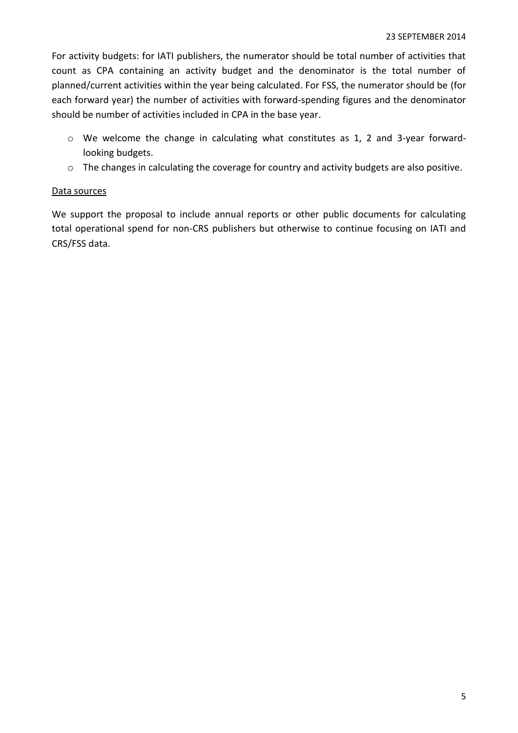For activity budgets: for IATI publishers, the numerator should be total number of activities that count as CPA containing an activity budget and the denominator is the total number of planned/current activities within the year being calculated. For FSS, the numerator should be (for each forward year) the number of activities with forward-spending figures and the denominator should be number of activities included in CPA in the base year.

- We welcome the change in calculating what constitutes as 1, 2 and 3-year forward-looking budgets.
- The changes in calculating the coverage for country and activity budgets are also positive.

Data sources

We support the proposal to include annual reports or other public documents for calculating total operational spend for non-CRS publishers but otherwise to continue focusing on IATI and CRS/FSS data.